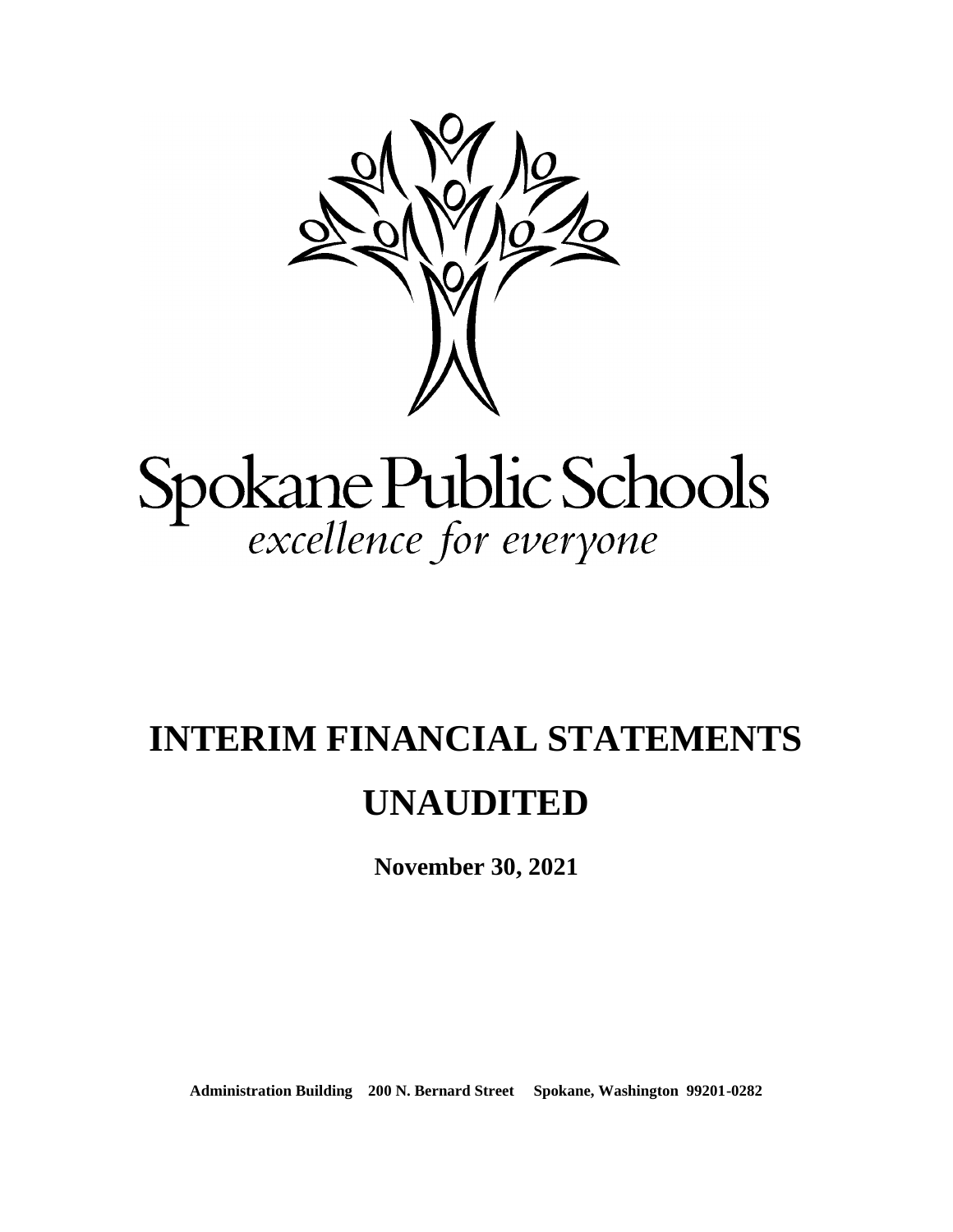Spokane Public Schools

*excellence for everyone*

# INTERIM FINANCIAL STATEMENTS

# UNAUDITED

**November 30, 2021**

**Administration Building 200 N. Bernard Street Spokane, Washington 99201-0282**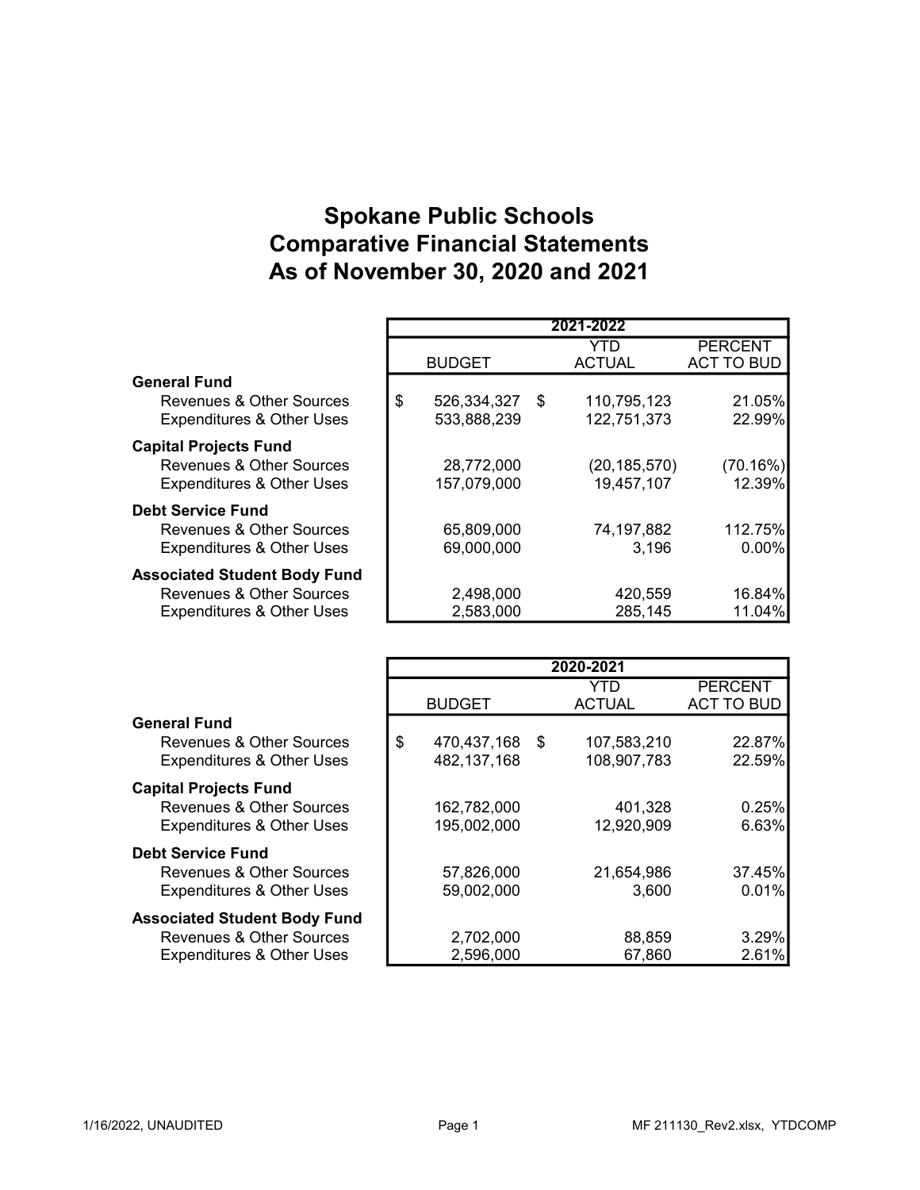# Spokane Public Schools
# Comparative Financial Statements
# As of November 30, 2020 and 2021

| | 2021-2022 | | |
|---|---|---|---|
| | BUDGET | YTD ACTUAL | PERCENT ACT TO BUD |
| **General Fund** | | | |
| Revenues & Other Sources | $ 526,334,327 | $ 110,795,123 | 21.05% |
| Expenditures & Other Uses | 533,888,239 | 122,751,373 | 22.99% |
| **Capital Projects Fund** | | | |
| Revenues & Other Sources | 28,772,000 | (20,185,570) | (70.16%) |
| Expenditures & Other Uses | 157,079,000 | 19,457,107 | 12.39% |
| **Debt Service Fund** | | | |
| Revenues & Other Sources | 65,809,000 | 74,197,882 | 112.75% |
| Expenditures & Other Uses | 69,000,000 | 3,196 | 0.00% |
| **Associated Student Body Fund** | | | |
| Revenues & Other Sources | 2,498,000 | 420,559 | 16.84% |
| Expenditures & Other Uses | 2,583,000 | 285,145 | 11.04% |

| | 2020-2021 | | |
|---|---|---|---|
| | BUDGET | YTD ACTUAL | PERCENT ACT TO BUD |
| **General Fund** | | | |
| Revenues & Other Sources | $ 470,437,168 | $ 107,583,210 | 22.87% |
| Expenditures & Other Uses | 482,137,168 | 108,907,783 | 22.59% |
| **Capital Projects Fund** | | | |
| Revenues & Other Sources | 162,782,000 | 401,328 | 0.25% |
| Expenditures & Other Uses | 195,002,000 | 12,920,909 | 6.63% |
| **Debt Service Fund** | | | |
| Revenues & Other Sources | 57,826,000 | 21,654,986 | 37.45% |
| Expenditures & Other Uses | 59,002,000 | 3,600 | 0.01% |
| **Associated Student Body Fund** | | | |
| Revenues & Other Sources | 2,702,000 | 88,859 | 3.29% |
| Expenditures & Other Uses | 2,596,000 | 67,860 | 2.61% |

1/16/2022, UNAUDITED MF 211130_Rev2.xlsx, YTDCOMP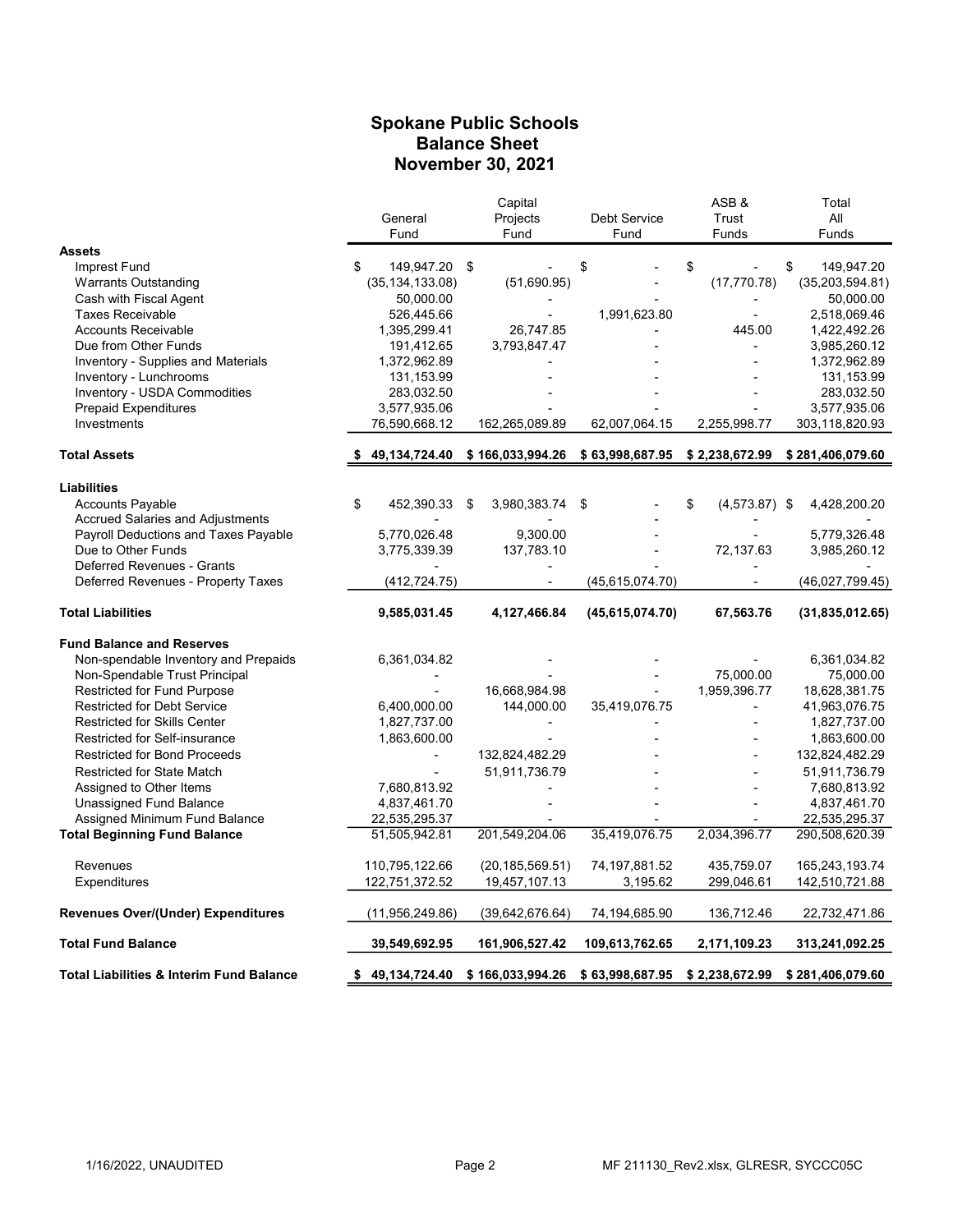# Spokane Public Schools
## Balance Sheet
## November 30, 2021

| | General Fund | Capital Projects Fund | Debt Service Fund | ASB & Trust Funds | Total All Funds |
|---|---|---|---|---|---|
| **Assets** | | | | | |
| Imprest Fund | $ 149,947.20 | $ - | $ - | $ - | $ 149,947.20 |
| Warrants Outstanding | (35,134,133.08) | (51,690.95) | - | (17,770.78) | (35,203,594.81) |
| Cash with Fiscal Agent | 50,000.00 | - | - | - | 50,000.00 |
| Taxes Receivable | 526,445.66 | - | 1,991,623.80 | - | 2,518,069.46 |
| Accounts Receivable | 1,395,299.41 | 26,747.85 | - | 445.00 | 1,422,492.26 |
| Due from Other Funds | 191,412.65 | 3,793,847.47 | - | - | 3,985,260.12 |
| Inventory - Supplies and Materials | 1,372,962.89 | - | - | - | 1,372,962.89 |
| Inventory - Lunchrooms | 131,153.99 | - | - | - | 131,153.99 |
| Inventory - USDA Commodities | 283,032.50 | - | - | - | 283,032.50 |
| Prepaid Expenditures | 3,577,935.06 | - | - | - | 3,577,935.06 |
| Investments | 76,590,668.12 | 162,265,089.89 | 62,007,064.15 | 2,255,998.77 | 303,118,820.93 |
| **Total Assets** | **$ 49,134,724.40** | **$ 166,033,994.26** | **$ 63,998,687.95** | **$ 2,238,672.99** | **$ 281,406,079.60** |
| **Liabilities** | | | | | |
| Accounts Payable | $ 452,390.33 | $ 3,980,383.74 | $ - | $ (4,573.87) | $ 4,428,200.20 |
| Accrued Salaries and Adjustments | - | - | - | - | - |
| Payroll Deductions and Taxes Payable | 5,770,026.48 | 9,300.00 | - | - | 5,779,326.48 |
| Due to Other Funds | 3,775,339.39 | 137,783.10 | - | 72,137.63 | 3,985,260.12 |
| Deferred Revenues - Grants | - | - | - | - | - |
| Deferred Revenues - Property Taxes | (412,724.75) | - | (45,615,074.70) | - | (46,027,799.45) |
| **Total Liabilities** | **9,585,031.45** | **4,127,466.84** | **(45,615,074.70)** | **67,563.76** | **(31,835,012.65)** |
| **Fund Balance and Reserves** | | | | | |
| Non-spendable Inventory and Prepaids | 6,361,034.82 | - | - | - | 6,361,034.82 |
| Non-Spendable Trust Principal | - | - | - | 75,000.00 | 75,000.00 |
| Restricted for Fund Purpose | - | 16,668,984.98 | - | 1,959,396.77 | 18,628,381.75 |
| Restricted for Debt Service | 6,400,000.00 | 144,000.00 | 35,419,076.75 | - | 41,963,076.75 |
| Restricted for Skills Center | 1,827,737.00 | - | - | - | 1,827,737.00 |
| Restricted for Self-insurance | 1,863,600.00 | - | - | - | 1,863,600.00 |
| Restricted for Bond Proceeds | - | 132,824,482.29 | - | - | 132,824,482.29 |
| Restricted for State Match | - | 51,911,736.79 | - | - | 51,911,736.79 |
| Assigned to Other Items | 7,680,813.92 | - | - | - | 7,680,813.92 |
| Unassigned Fund Balance | 4,837,461.70 | - | - | - | 4,837,461.70 |
| Assigned Minimum Fund Balance | 22,535,295.37 | - | - | - | 22,535,295.37 |
| **Total Beginning Fund Balance** | 51,505,942.81 | 201,549,204.06 | 35,419,076.75 | 2,034,396.77 | 290,508,620.39 |
| Revenues | 110,795,122.66 | (20,185,569.51) | 74,197,881.52 | 435,759.07 | 165,243,193.74 |
| Expenditures | 122,751,372.52 | 19,457,107.13 | 3,195.62 | 299,046.61 | 142,510,721.88 |
| **Revenues Over/(Under) Expenditures** | (11,956,249.86) | (39,642,676.64) | 74,194,685.90 | 136,712.46 | 22,732,471.86 |
| **Total Fund Balance** | **39,549,692.95** | **161,906,527.42** | **109,613,762.65** | **2,171,109.23** | **313,241,092.25** |
| **Total Liabilities & Interim Fund Balance** | **$ 49,134,724.40** | **$ 166,033,994.26** | **$ 63,998,687.95** | **$ 2,238,672.99** | **$ 281,406,079.60** |

1/16/2022, UNAUDITED

MF 211130_Rev2.xlsx, GLRESR, SYCCC05C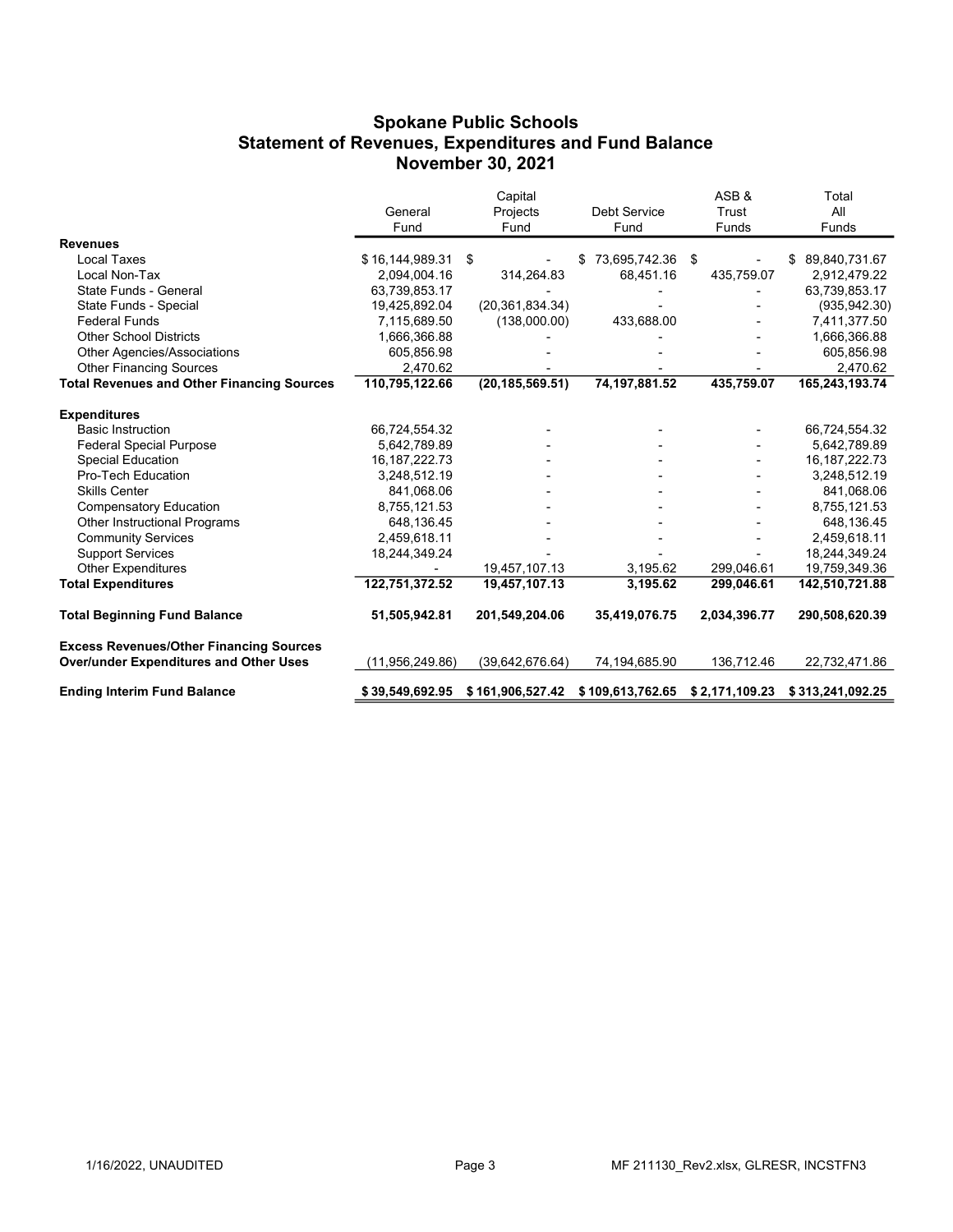## Spokane Public Schools
## Statement of Revenues, Expenditures and Fund Balance
## November 30, 2021

| | General Fund | Capital Projects Fund | Debt Service Fund | ASB & Trust Funds | Total All Funds |
|---|---|---|---|---|---|
| **Revenues** | | | | | |
| Local Taxes | $ 16,144,989.31 | $ - | $ 73,695,742.36 | $ - | $ 89,840,731.67 |
| Local Non-Tax | 2,094,004.16 | 314,264.83 | 68,451.16 | 435,759.07 | 2,912,479.22 |
| State Funds - General | 63,739,853.17 | - | - | - | 63,739,853.17 |
| State Funds - Special | 19,425,892.04 | (20,361,834.34) | - | - | (935,942.30) |
| Federal Funds | 7,115,689.50 | (138,000.00) | 433,688.00 | - | 7,411,377.50 |
| Other School Districts | 1,666,366.88 | - | - | - | 1,666,366.88 |
| Other Agencies/Associations | 605,856.98 | - | - | - | 605,856.98 |
| Other Financing Sources | 2,470.62 | - | - | - | 2,470.62 |
| **Total Revenues and Other Financing Sources** | **110,795,122.66** | **(20,185,569.51)** | **74,197,881.52** | **435,759.07** | **165,243,193.74** |
| **Expenditures** | | | | | |
| Basic Instruction | 66,724,554.32 | - | - | - | 66,724,554.32 |
| Federal Special Purpose | 5,642,789.89 | - | - | - | 5,642,789.89 |
| Special Education | 16,187,222.73 | - | - | - | 16,187,222.73 |
| Pro-Tech Education | 3,248,512.19 | - | - | - | 3,248,512.19 |
| Skills Center | 841,068.06 | - | - | - | 841,068.06 |
| Compensatory Education | 8,755,121.53 | - | - | - | 8,755,121.53 |
| Other Instructional Programs | 648,136.45 | - | - | - | 648,136.45 |
| Community Services | 2,459,618.11 | - | - | - | 2,459,618.11 |
| Support Services | 18,244,349.24 | - | - | - | 18,244,349.24 |
| Other Expenditures | - | 19,457,107.13 | 3,195.62 | 299,046.61 | 19,759,349.36 |
| **Total Expenditures** | **122,751,372.52** | **19,457,107.13** | **3,195.62** | **299,046.61** | **142,510,721.88** |
| **Total Beginning Fund Balance** | **51,505,942.81** | **201,549,204.06** | **35,419,076.75** | **2,034,396.77** | **290,508,620.39** |
| **Excess Revenues/Other Financing Sources Over/under Expenditures and Other Uses** | (11,956,249.86) | (39,642,676.64) | 74,194,685.90 | 136,712.46 | 22,732,471.86 |
| **Ending Interim Fund Balance** | **$ 39,549,692.95** | **$ 161,906,527.42** | **$ 109,613,762.65** | **$ 2,171,109.23** | **$ 313,241,092.25** |

1/16/2022, UNAUDITED — MF 211130_Rev2.xlsx, GLRESR, INCSTFN3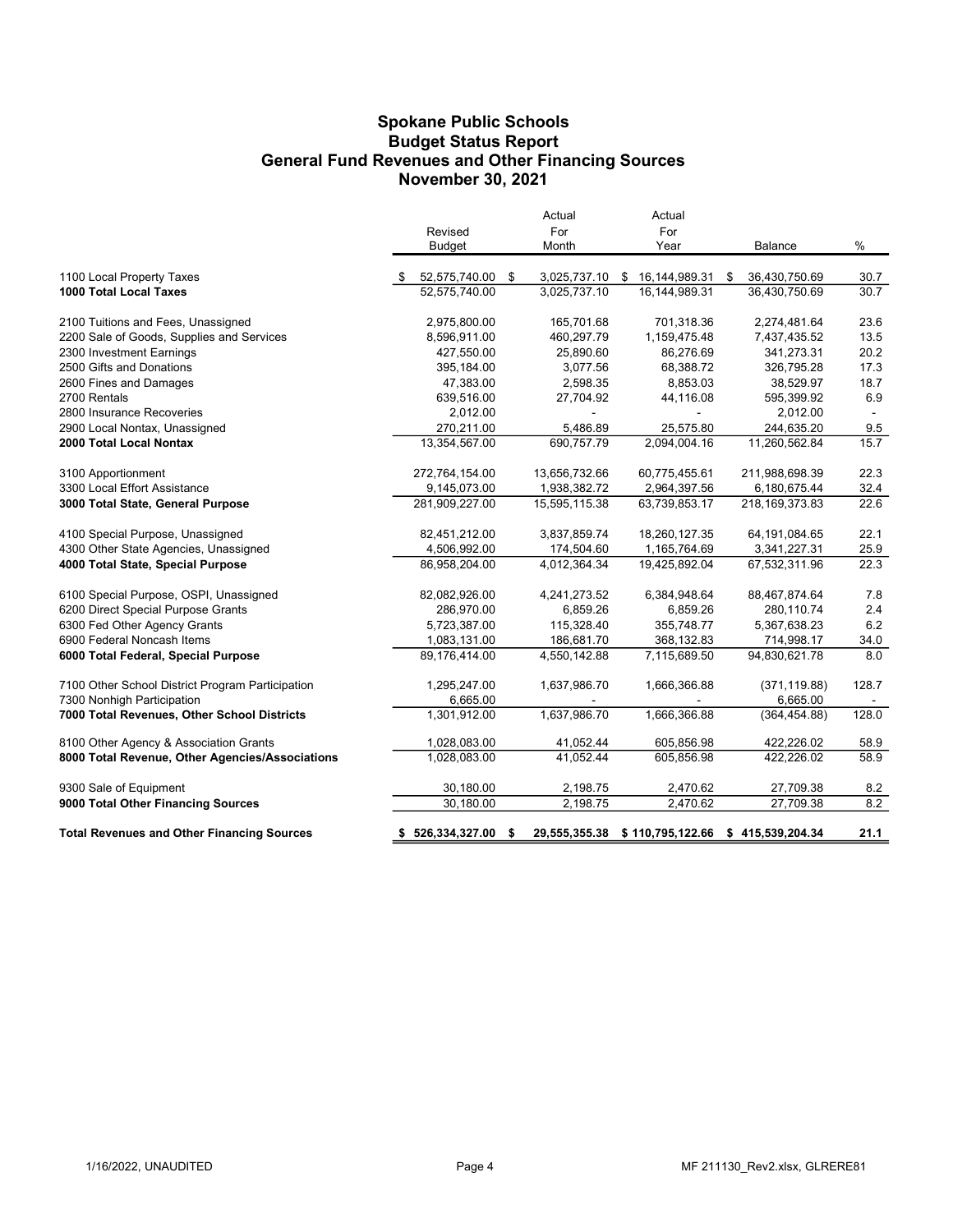# Spokane Public Schools
## Budget Status Report
## General Fund Revenues and Other Financing Sources
## November 30, 2021

| | Revised Budget | Actual For Month | Actual For Year | Balance | % |
|---|---|---|---|---|---|
| 1100 Local Property Taxes | $ 52,575,740.00 | $ 3,025,737.10 | $ 16,144,989.31 | $ 36,430,750.69 | 30.7 |
| **1000 Total Local Taxes** | 52,575,740.00 | 3,025,737.10 | 16,144,989.31 | 36,430,750.69 | 30.7 |
| 2100 Tuitions and Fees, Unassigned | 2,975,800.00 | 165,701.68 | 701,318.36 | 2,274,481.64 | 23.6 |
| 2200 Sale of Goods, Supplies and Services | 8,596,911.00 | 460,297.79 | 1,159,475.48 | 7,437,435.52 | 13.5 |
| 2300 Investment Earnings | 427,550.00 | 25,890.60 | 86,276.69 | 341,273.31 | 20.2 |
| 2500 Gifts and Donations | 395,184.00 | 3,077.56 | 68,388.72 | 326,795.28 | 17.3 |
| 2600 Fines and Damages | 47,383.00 | 2,598.35 | 8,853.03 | 38,529.97 | 18.7 |
| 2700 Rentals | 639,516.00 | 27,704.92 | 44,116.08 | 595,399.92 | 6.9 |
| 2800 Insurance Recoveries | 2,012.00 | - | - | 2,012.00 | - |
| 2900 Local Nontax, Unassigned | 270,211.00 | 5,486.89 | 25,575.80 | 244,635.20 | 9.5 |
| **2000 Total Local Nontax** | 13,354,567.00 | 690,757.79 | 2,094,004.16 | 11,260,562.84 | 15.7 |
| 3100 Apportionment | 272,764,154.00 | 13,656,732.66 | 60,775,455.61 | 211,988,698.39 | 22.3 |
| 3300 Local Effort Assistance | 9,145,073.00 | 1,938,382.72 | 2,964,397.56 | 6,180,675.44 | 32.4 |
| **3000 Total State, General Purpose** | 281,909,227.00 | 15,595,115.38 | 63,739,853.17 | 218,169,373.83 | 22.6 |
| 4100 Special Purpose, Unassigned | 82,451,212.00 | 3,837,859.74 | 18,260,127.35 | 64,191,084.65 | 22.1 |
| 4300 Other State Agencies, Unassigned | 4,506,992.00 | 174,504.60 | 1,165,764.69 | 3,341,227.31 | 25.9 |
| **4000 Total State, Special Purpose** | 86,958,204.00 | 4,012,364.34 | 19,425,892.04 | 67,532,311.96 | 22.3 |
| 6100 Special Purpose, OSPI, Unassigned | 82,082,926.00 | 4,241,273.52 | 6,384,948.64 | 88,467,874.64 | 7.8 |
| 6200 Direct Special Purpose Grants | 286,970.00 | 6,859.26 | 6,859.26 | 280,110.74 | 2.4 |
| 6300 Fed Other Agency Grants | 5,723,387.00 | 115,328.40 | 355,748.77 | 5,367,638.23 | 6.2 |
| 6900 Federal Noncash Items | 1,083,131.00 | 186,681.70 | 368,132.83 | 714,998.17 | 34.0 |
| **6000 Total Federal, Special Purpose** | 89,176,414.00 | 4,550,142.88 | 7,115,689.50 | 94,830,621.78 | 8.0 |
| 7100 Other School District Program Participation | 1,295,247.00 | 1,637,986.70 | 1,666,366.88 | (371,119.88) | 128.7 |
| 7300 Nonhigh Participation | 6,665.00 | - | - | 6,665.00 | - |
| **7000 Total Revenues, Other School Districts** | 1,301,912.00 | 1,637,986.70 | 1,666,366.88 | (364,454.88) | 128.0 |
| 8100 Other Agency & Association Grants | 1,028,083.00 | 41,052.44 | 605,856.98 | 422,226.02 | 58.9 |
| **8000 Total Revenue, Other Agencies/Associations** | 1,028,083.00 | 41,052.44 | 605,856.98 | 422,226.02 | 58.9 |
| 9300 Sale of Equipment | 30,180.00 | 2,198.75 | 2,470.62 | 27,709.38 | 8.2 |
| **9000 Total Other Financing Sources** | 30,180.00 | 2,198.75 | 2,470.62 | 27,709.38 | 8.2 |
| **Total Revenues and Other Financing Sources** | **$ 526,334,327.00** | **$ 29,555,355.38** | **$ 110,795,122.66** | **$ 415,539,204.34** | **21.1** |

1/16/2022, UNAUDITED

MF 211130_Rev2.xlsx, GLRERE81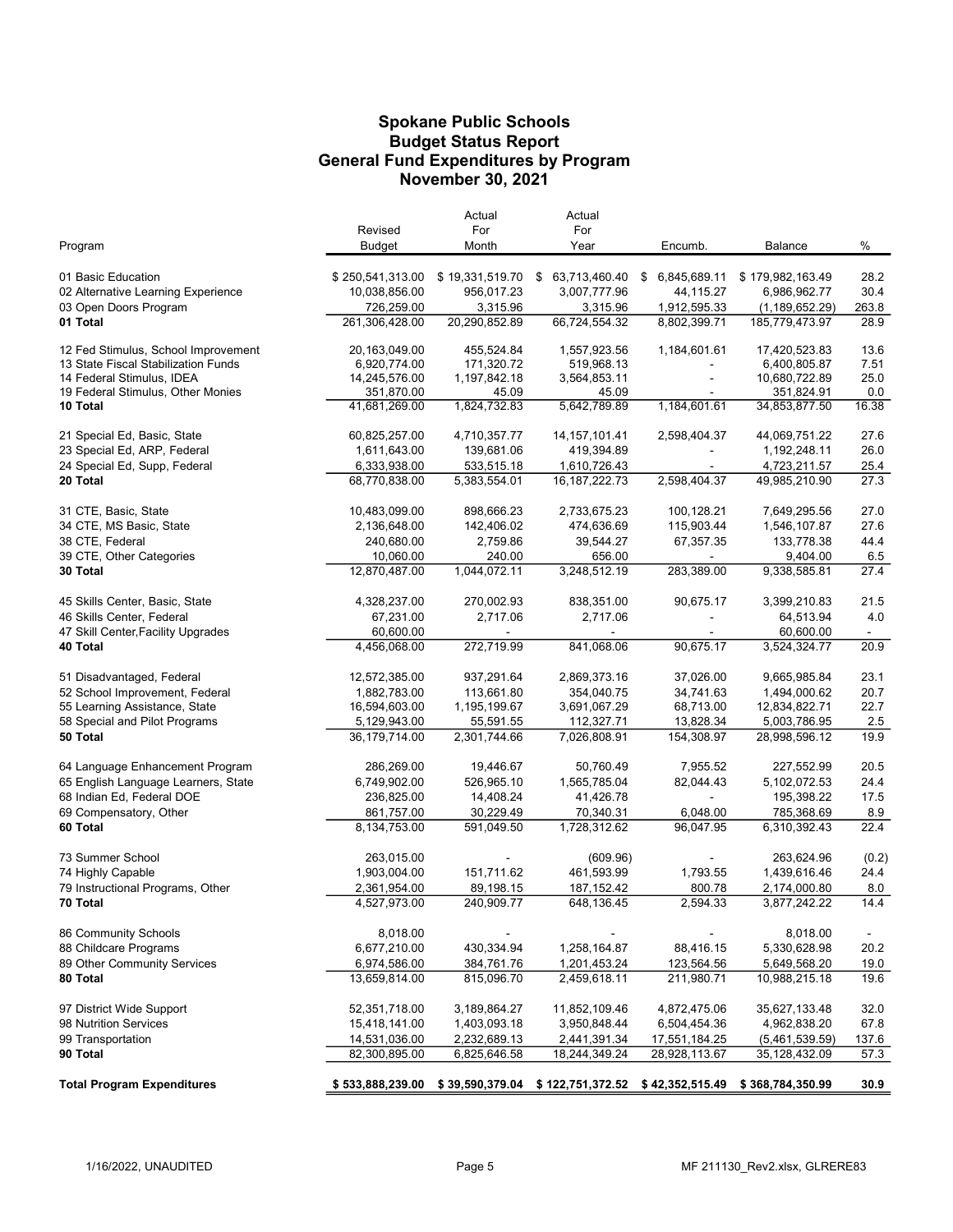# Spokane Public Schools
## Budget Status Report
## General Fund Expenditures by Program
## November 30, 2021

| Program | Revised Budget | Actual For Month | Actual For Year | Encumb. | Balance | % |
|---|---|---|---|---|---|---|
| 01 Basic Education | $ 250,541,313.00 | $ 19,331,519.70 | $ 63,713,460.40 | $ 6,845,689.11 | $ 179,982,163.49 | 28.2 |
| 02 Alternative Learning Experience | 10,038,856.00 | 956,017.23 | 3,007,777.96 | 44,115.27 | 6,986,962.77 | 30.4 |
| 03 Open Doors Program | 726,259.00 | 3,315.96 | 3,315.96 | 1,912,595.33 | (1,189,652.29) | 263.8 |
| **01 Total** | 261,306,428.00 | 20,290,852.89 | 66,724,554.32 | 8,802,399.71 | 185,779,473.97 | 28.9 |
| 12 Fed Stimulus, School Improvement | 20,163,049.00 | 455,524.84 | 1,557,923.56 | 1,184,601.61 | 17,420,523.83 | 13.6 |
| 13 State Fiscal Stabilization Funds | 6,920,774.00 | 171,320.72 | 519,968.13 | - | 6,400,805.87 | 7.51 |
| 14 Federal Stimulus, IDEA | 14,245,576.00 | 1,197,842.18 | 3,564,853.11 | - | 10,680,722.89 | 25.0 |
| 19 Federal Stimulus, Other Monies | 351,870.00 | 45.09 | 45.09 | - | 351,824.91 | 0.0 |
| **10 Total** | 41,681,269.00 | 1,824,732.83 | 5,642,789.89 | 1,184,601.61 | 34,853,877.50 | 16.38 |
| 21 Special Ed, Basic, State | 60,825,257.00 | 4,710,357.77 | 14,157,101.41 | 2,598,404.37 | 44,069,751.22 | 27.6 |
| 23 Special Ed, ARP, Federal | 1,611,643.00 | 139,681.06 | 419,394.89 | - | 1,192,248.11 | 26.0 |
| 24 Special Ed, Supp, Federal | 6,333,938.00 | 533,515.18 | 1,610,726.43 | - | 4,723,211.57 | 25.4 |
| **20 Total** | 68,770,838.00 | 5,383,554.01 | 16,187,222.73 | 2,598,404.37 | 49,985,210.90 | 27.3 |
| 31 CTE, Basic, State | 10,483,099.00 | 898,666.23 | 2,733,675.23 | 100,128.21 | 7,649,295.56 | 27.0 |
| 34 CTE, MS Basic, State | 2,136,648.00 | 142,406.02 | 474,636.69 | 115,903.44 | 1,546,107.87 | 27.6 |
| 38 CTE, Federal | 240,680.00 | 2,759.86 | 39,544.27 | 67,357.35 | 133,778.38 | 44.4 |
| 39 CTE, Other Categories | 10,060.00 | 240.00 | 656.00 | - | 9,404.00 | 6.5 |
| **30 Total** | 12,870,487.00 | 1,044,072.11 | 3,248,512.19 | 283,389.00 | 9,338,585.81 | 27.4 |
| 45 Skills Center, Basic, State | 4,328,237.00 | 270,002.93 | 838,351.00 | 90,675.17 | 3,399,210.83 | 21.5 |
| 46 Skills Center, Federal | 67,231.00 | 2,717.06 | 2,717.06 | - | 64,513.94 | 4.0 |
| 47 Skill Center,Facility Upgrades | 60,600.00 | - | - | - | 60,600.00 | - |
| **40 Total** | 4,456,068.00 | 272,719.99 | 841,068.06 | 90,675.17 | 3,524,324.77 | 20.9 |
| 51 Disadvantaged, Federal | 12,572,385.00 | 937,291.64 | 2,869,373.16 | 37,026.00 | 9,665,985.84 | 23.1 |
| 52 School Improvement, Federal | 1,882,783.00 | 113,661.80 | 354,040.75 | 34,741.63 | 1,494,000.62 | 20.7 |
| 55 Learning Assistance, State | 16,594,603.00 | 1,195,199.67 | 3,691,067.29 | 68,713.00 | 12,834,822.71 | 22.7 |
| 58 Special and Pilot Programs | 5,129,943.00 | 55,591.55 | 112,327.71 | 13,828.34 | 5,003,786.95 | 2.5 |
| **50 Total** | 36,179,714.00 | 2,301,744.66 | 7,026,808.91 | 154,308.97 | 28,998,596.12 | 19.9 |
| 64 Language Enhancement Program | 286,269.00 | 19,446.67 | 50,760.49 | 7,955.52 | 227,552.99 | 20.5 |
| 65 English Language Learners, State | 6,749,902.00 | 526,965.10 | 1,565,785.04 | 82,044.43 | 5,102,072.53 | 24.4 |
| 68 Indian Ed, Federal DOE | 236,825.00 | 14,408.24 | 41,426.78 | - | 195,398.22 | 17.5 |
| 69 Compensatory, Other | 861,757.00 | 30,229.49 | 70,340.31 | 6,048.00 | 785,368.69 | 8.9 |
| **60 Total** | 8,134,753.00 | 591,049.50 | 1,728,312.62 | 96,047.95 | 6,310,392.43 | 22.4 |
| 73 Summer School | 263,015.00 | - | (609.96) | - | 263,624.96 | (0.2) |
| 74 Highly Capable | 1,903,004.00 | 151,711.62 | 461,593.99 | 1,793.55 | 1,439,616.46 | 24.4 |
| 79 Instructional Programs, Other | 2,361,954.00 | 89,198.15 | 187,152.42 | 800.78 | 2,174,000.80 | 8.0 |
| **70 Total** | 4,527,973.00 | 240,909.77 | 648,136.45 | 2,594.33 | 3,877,242.22 | 14.4 |
| 86 Community Schools | 8,018.00 | - | - | - | 8,018.00 | - |
| 88 Childcare Programs | 6,677,210.00 | 430,334.94 | 1,258,164.87 | 88,416.15 | 5,330,628.98 | 20.2 |
| 89 Other Community Services | 6,974,586.00 | 384,761.76 | 1,201,453.24 | 123,564.56 | 5,649,568.20 | 19.0 |
| **80 Total** | 13,659,814.00 | 815,096.70 | 2,459,618.11 | 211,980.71 | 10,988,215.18 | 19.6 |
| 97 District Wide Support | 52,351,718.00 | 3,189,864.27 | 11,852,109.46 | 4,872,475.06 | 35,627,133.48 | 32.0 |
| 98 Nutrition Services | 15,418,141.00 | 1,403,093.18 | 3,950,848.44 | 6,504,454.36 | 4,962,838.20 | 67.8 |
| 99 Transportation | 14,531,036.00 | 2,232,689.13 | 2,441,391.34 | 17,551,184.25 | (5,461,539.59) | 137.6 |
| **90 Total** | 82,300,895.00 | 6,825,646.58 | 18,244,349.24 | 28,928,113.67 | 35,128,432.09 | 57.3 |
| **Total Program Expenditures** | **$ 533,888,239.00** | **$ 39,590,379.04** | **$ 122,751,372.52** | **$ 42,352,515.49** | **$ 368,784,350.99** | **30.9** |

1/16/2022, UNAUDITED | MF 211130_Rev2.xlsx, GLRERE83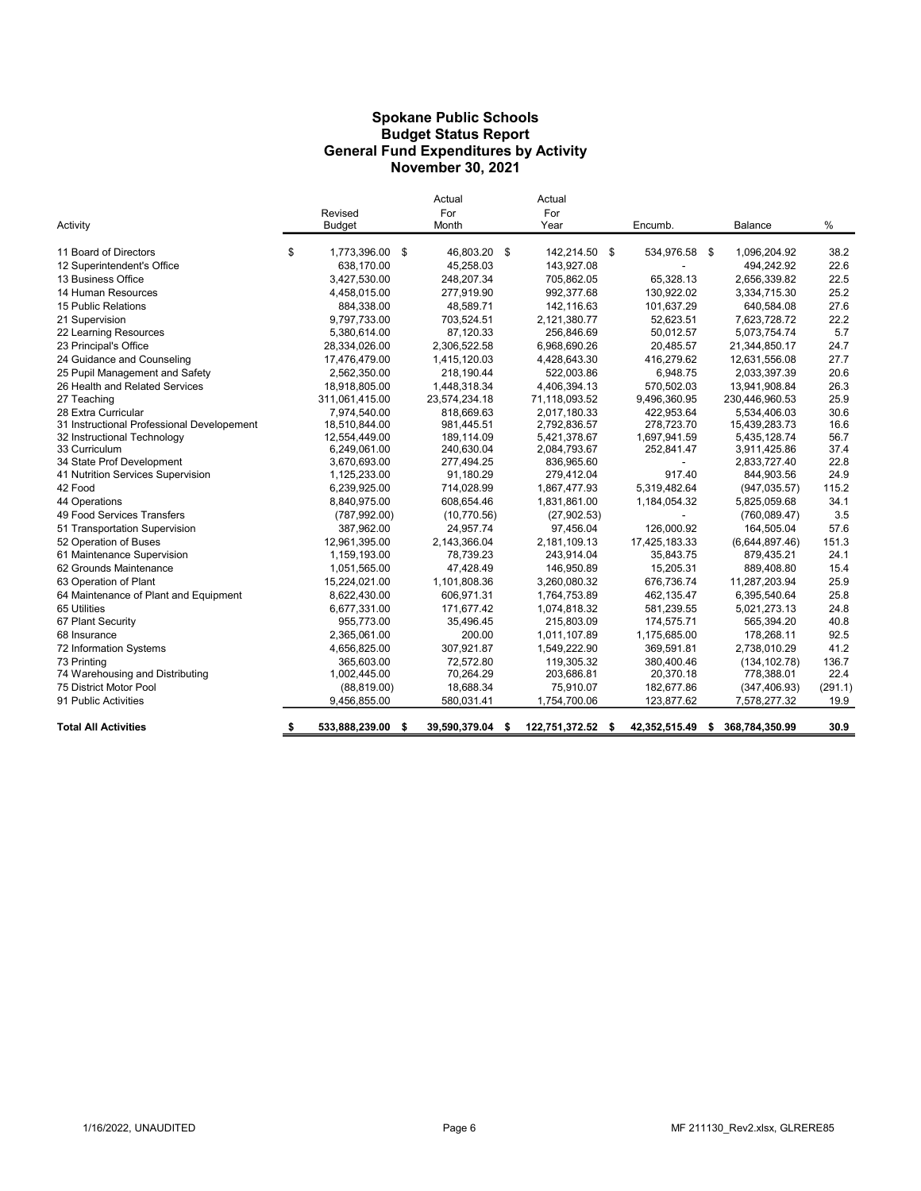# Spokane Public Schools
## Budget Status Report
## General Fund Expenditures by Activity
## November 30, 2021

| Activity | Revised Budget | Actual For Month | Actual For Year | Encumb. | Balance | % |
|---|---|---|---|---|---|---|
| 11 Board of Directors | $ 1,773,396.00 | $ 46,803.20 | $ 142,214.50 | $ 534,976.58 | $ 1,096,204.92 | 38.2 |
| 12 Superintendent's Office | 638,170.00 | 45,258.03 | 143,927.08 | - | 494,242.92 | 22.6 |
| 13 Business Office | 3,427,530.00 | 248,207.34 | 705,862.05 | 65,328.13 | 2,656,339.82 | 22.5 |
| 14 Human Resources | 4,458,015.00 | 277,919.90 | 992,377.68 | 130,922.02 | 3,334,715.30 | 25.2 |
| 15 Public Relations | 884,338.00 | 48,589.71 | 142,116.63 | 101,637.29 | 640,584.08 | 27.6 |
| 21 Supervision | 9,797,733.00 | 703,524.51 | 2,121,380.77 | 52,623.51 | 7,623,728.72 | 22.2 |
| 22 Learning Resources | 5,380,614.00 | 87,120.33 | 256,846.69 | 50,012.57 | 5,073,754.74 | 5.7 |
| 23 Principal's Office | 28,334,026.00 | 2,306,522.58 | 6,968,690.26 | 20,485.57 | 21,344,850.17 | 24.7 |
| 24 Guidance and Counseling | 17,476,479.00 | 1,415,120.03 | 4,428,643.30 | 416,279.62 | 12,631,556.08 | 27.7 |
| 25 Pupil Management and Safety | 2,562,350.00 | 218,190.44 | 522,003.86 | 6,948.75 | 2,033,397.39 | 20.6 |
| 26 Health and Related Services | 18,918,805.00 | 1,448,318.34 | 4,406,394.13 | 570,502.03 | 13,941,908.84 | 26.3 |
| 27 Teaching | 311,061,415.00 | 23,574,234.18 | 71,118,093.52 | 9,496,360.95 | 230,446,960.53 | 25.9 |
| 28 Extra Curricular | 7,974,540.00 | 818,669.63 | 2,017,180.33 | 422,953.64 | 5,534,406.03 | 30.6 |
| 31 Instructional Professional Developement | 18,510,844.00 | 981,445.51 | 2,792,836.57 | 278,723.70 | 15,439,283.73 | 16.6 |
| 32 Instructional Technology | 12,554,449.00 | 189,114.09 | 5,421,378.67 | 1,697,941.59 | 5,435,128.74 | 56.7 |
| 33 Curriculum | 6,249,061.00 | 240,630.04 | 2,084,793.67 | 252,841.47 | 3,911,425.86 | 37.4 |
| 34 State Prof Development | 3,670,693.00 | 277,494.25 | 836,965.60 | - | 2,833,727.40 | 22.8 |
| 41 Nutrition Services Supervision | 1,125,233.00 | 91,180.29 | 279,412.04 | 917.40 | 844,903.56 | 24.9 |
| 42 Food | 6,239,925.00 | 714,028.99 | 1,867,477.93 | 5,319,482.64 | (947,035.57) | 115.2 |
| 44 Operations | 8,840,975.00 | 608,654.46 | 1,831,861.00 | 1,184,054.32 | 5,825,059.68 | 34.1 |
| 49 Food Services Transfers | (787,992.00) | (10,770.56) | (27,902.53) | - | (760,089.47) | 3.5 |
| 51 Transportation Supervision | 387,962.00 | 24,957.74 | 97,456.04 | 126,000.92 | 164,505.04 | 57.6 |
| 52 Operation of Buses | 12,961,395.00 | 2,143,366.04 | 2,181,109.13 | 17,425,183.33 | (6,644,897.46) | 151.3 |
| 61 Maintenance Supervision | 1,159,193.00 | 78,739.23 | 243,914.04 | 35,843.75 | 879,435.21 | 24.1 |
| 62 Grounds Maintenance | 1,051,565.00 | 47,428.49 | 146,950.89 | 15,205.31 | 889,408.80 | 15.4 |
| 63 Operation of Plant | 15,224,021.00 | 1,101,808.36 | 3,260,080.32 | 676,736.74 | 11,287,203.94 | 25.9 |
| 64 Maintenance of Plant and Equipment | 8,622,430.00 | 606,971.31 | 1,764,753.89 | 462,135.47 | 6,395,540.64 | 25.8 |
| 65 Utilities | 6,677,331.00 | 171,677.42 | 1,074,818.32 | 581,239.55 | 5,021,273.13 | 24.8 |
| 67 Plant Security | 955,773.00 | 35,496.45 | 215,803.09 | 174,575.71 | 565,394.20 | 40.8 |
| 68 Insurance | 2,365,061.00 | 200.00 | 1,011,107.89 | 1,175,685.00 | 178,268.11 | 92.5 |
| 72 Information Systems | 4,656,825.00 | 307,921.87 | 1,549,222.90 | 369,591.81 | 2,738,010.29 | 41.2 |
| 73 Printing | 365,603.00 | 72,572.80 | 119,305.32 | 380,400.46 | (134,102.78) | 136.7 |
| 74 Warehousing and Distributing | 1,002,445.00 | 70,264.29 | 203,686.81 | 20,370.18 | 778,388.01 | 22.4 |
| 75 District Motor Pool | (88,819.00) | 18,688.34 | 75,910.07 | 182,677.86 | (347,406.93) | (291.1) |
| 91 Public Activities | 9,456,855.00 | 580,031.41 | 1,754,700.06 | 123,877.62 | 7,578,277.32 | 19.9 |
| **Total All Activities** | **$ 533,888,239.00** | **$ 39,590,379.04** | **$ 122,751,372.52** | **$ 42,352,515.49** | **$ 368,784,350.99** | **30.9** |

1/16/2022, UNAUDITED MF 211130_Rev2.xlsx, GLRERE85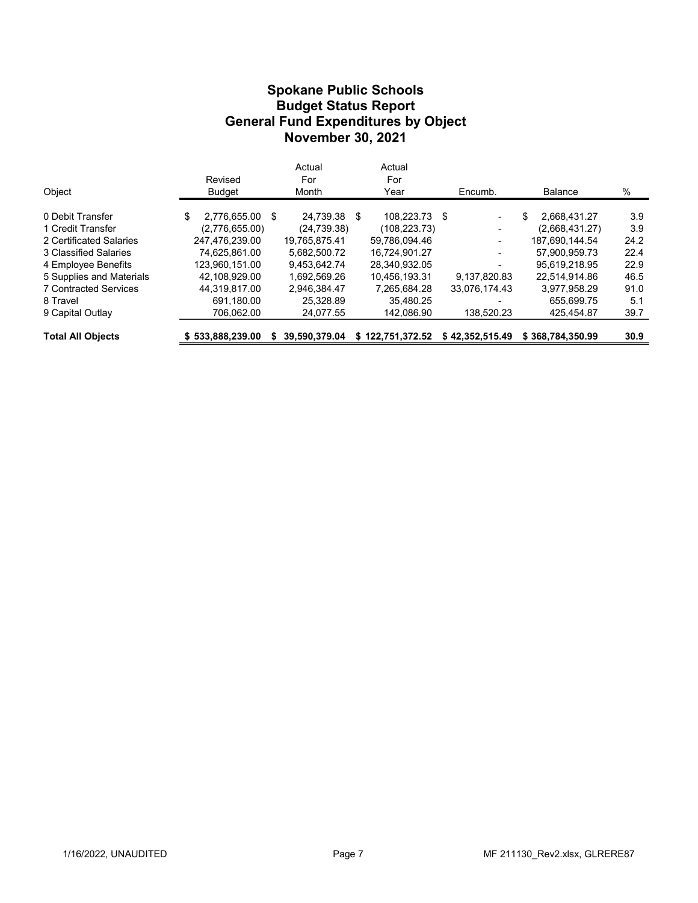# Spokane Public Schools
## Budget Status Report
## General Fund Expenditures by Object
## November 30, 2021

| Object | Revised Budget | Actual For Month | Actual For Year | Encumb. | Balance | % |
|---|---|---|---|---|---|---|
| 0 Debit Transfer | $ 2,776,655.00 | $ 24,739.38 | $ 108,223.73 | $ - | $ 2,668,431.27 | 3.9 |
| 1 Credit Transfer | (2,776,655.00) | (24,739.38) | (108,223.73) | - | (2,668,431.27) | 3.9 |
| 2 Certificated Salaries | 247,476,239.00 | 19,765,875.41 | 59,786,094.46 | - | 187,690,144.54 | 24.2 |
| 3 Classified Salaries | 74,625,861.00 | 5,682,500.72 | 16,724,901.27 | - | 57,900,959.73 | 22.4 |
| 4 Employee Benefits | 123,960,151.00 | 9,453,642.74 | 28,340,932.05 | - | 95,619,218.95 | 22.9 |
| 5 Supplies and Materials | 42,108,929.00 | 1,692,569.26 | 10,456,193.31 | 9,137,820.83 | 22,514,914.86 | 46.5 |
| 7 Contracted Services | 44,319,817.00 | 2,946,384.47 | 7,265,684.28 | 33,076,174.43 | 3,977,958.29 | 91.0 |
| 8 Travel | 691,180.00 | 25,328.89 | 35,480.25 | - | 655,699.75 | 5.1 |
| 9 Capital Outlay | 706,062.00 | 24,077.55 | 142,086.90 | 138,520.23 | 425,454.87 | 39.7 |
| **Total All Objects** | **$ 533,888,239.00** | **$ 39,590,379.04** | **$ 122,751,372.52** | **$ 42,352,515.49** | **$ 368,784,350.99** | **30.9** |

1/16/2022, UNAUDITED

MF 211130_Rev2.xlsx, GLRERE87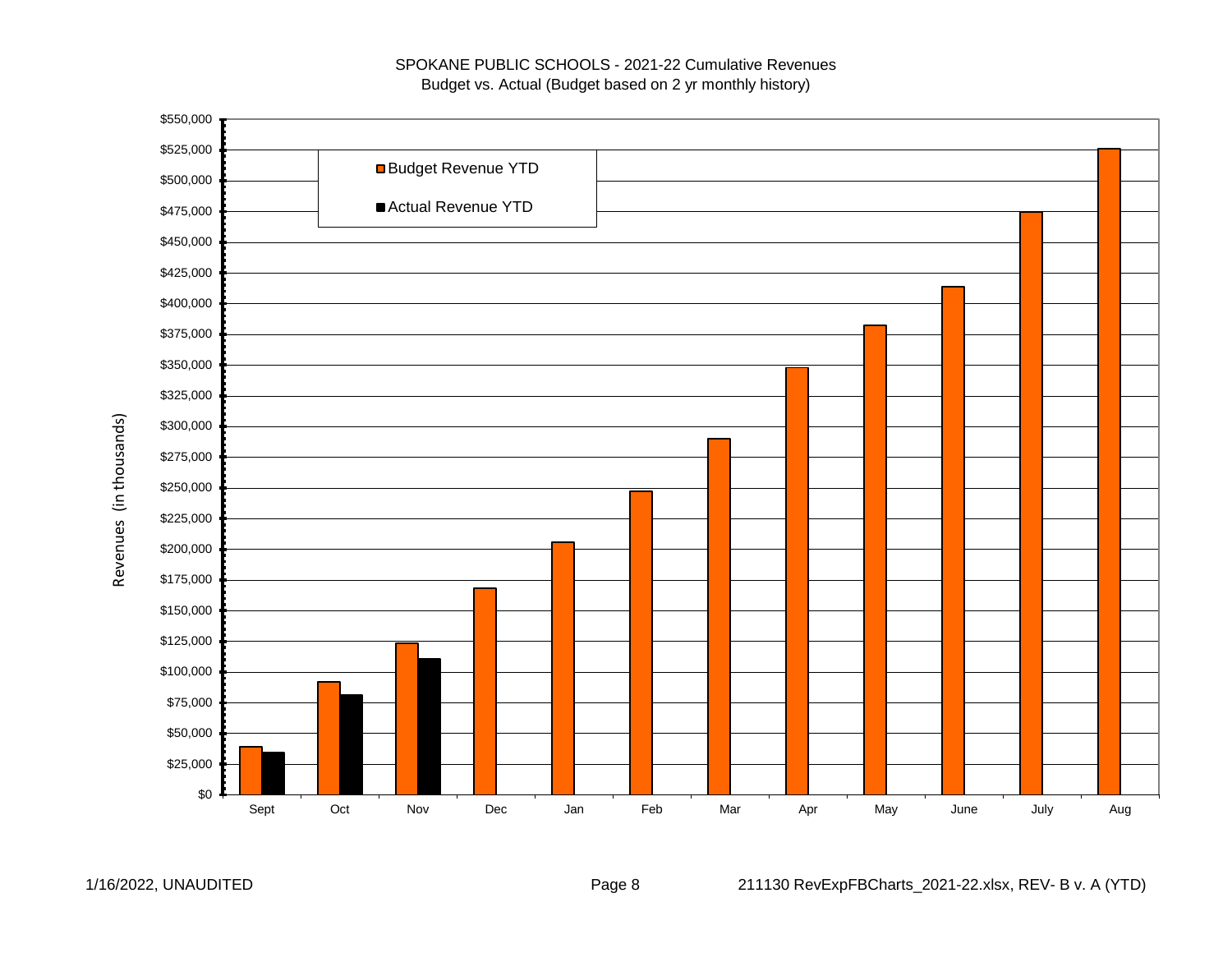SPOKANE PUBLIC SCHOOLS - 2021-22 Cumulative Revenues
Budget vs. Actual (Budget based on 2 yr monthly history)

Revenues (in thousands)

■ Budget Revenue YTD

■ Actual Revenue YTD

$550,000
$525,000
$500,000
$475,000
$450,000
$425,000
$400,000
$375,000
$350,000
$325,000
$300,000
$275,000
$250,000
$225,000
$200,000
$175,000
$150,000
$125,000
$100,000
$75,000
$50,000
$25,000
$0

Sept Oct Nov Dec Jan Feb Mar Apr May June July Aug

1/16/2022, UNAUDITED

211130 RevExpFBCharts_2021-22.xlsx, REV- B v. A (YTD)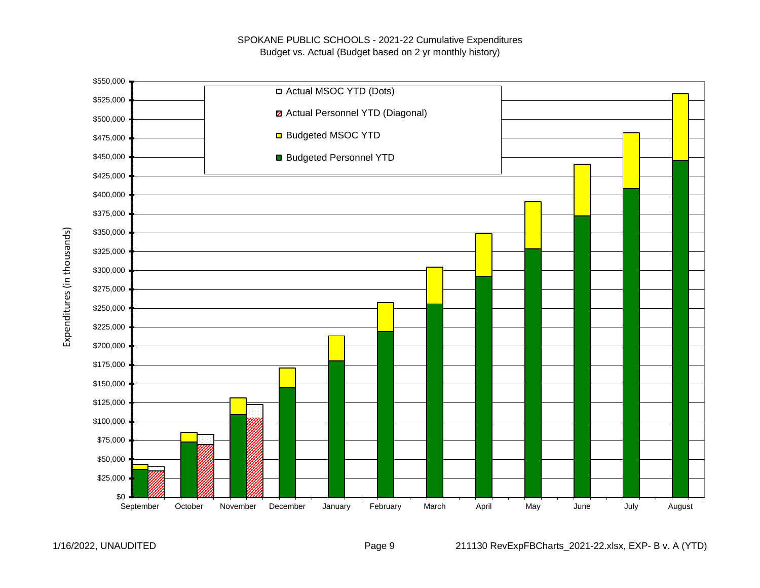SPOKANE PUBLIC SCHOOLS - 2021-22 Cumulative Expenditures
Budget vs. Actual (Budget based on 2 yr monthly history)

Legend:
- Actual MSOC YTD (Dots)
- Actual Personnel YTD (Diagonal)
- Budgeted MSOC YTD
- Budgeted Personnel YTD

Expenditures (in thousands)

$550,000
$525,000
$500,000
$475,000
$450,000
$425,000
$400,000
$375,000
$350,000
$325,000
$300,000
$275,000
$250,000
$225,000
$200,000
$175,000
$150,000
$125,000
$100,000
$75,000
$50,000
$25,000
$0

September | October | November | December | January | February | March | April | May | June | July | August

1/16/2022, UNAUDITED

211130 RevExpFBCharts_2021-22.xlsx, EXP- B v. A (YTD)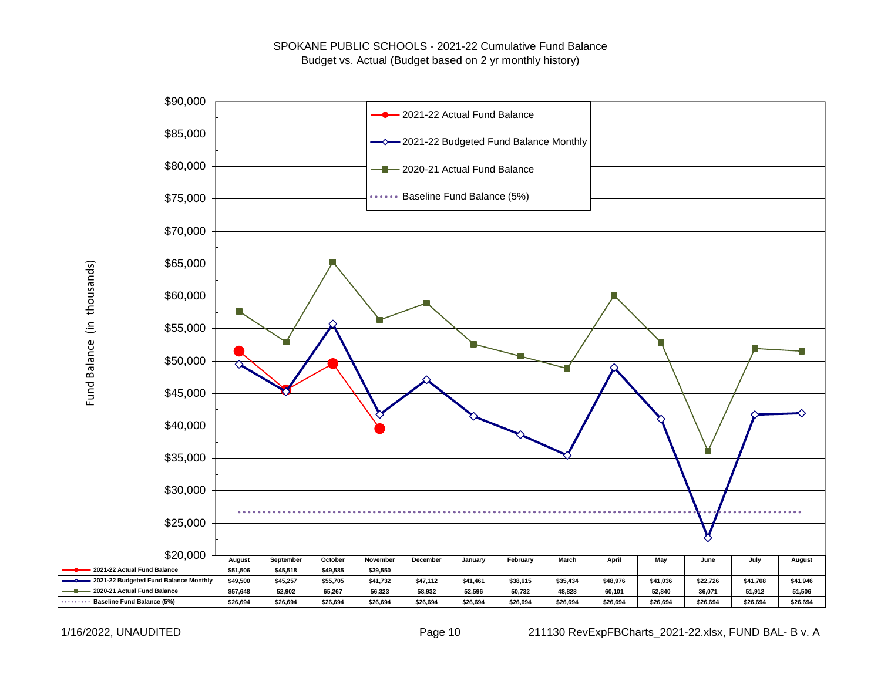SPOKANE PUBLIC SCHOOLS - 2021-22 Cumulative Fund Balance
Budget vs. Actual (Budget based on 2 yr monthly history)

| | August | September | October | November | December | January | February | March | April | May | June | July | August |
|---|---|---|---|---|---|---|---|---|---|---|---|---|---|
| 2021-22 Actual Fund Balance | $51,506 | $45,518 | $49,585 | $39,550 | | | | | | | | | |
| 2021-22 Budgeted Fund Balance Monthly | $49,500 | $45,257 | $55,705 | $41,732 | $47,112 | $41,461 | $38,615 | $35,434 | $48,976 | $41,036 | $22,726 | $41,708 | $41,946 |
| 2020-21 Actual Fund Balance | $57,648 | 52,902 | 65,267 | 56,323 | 58,932 | 52,596 | 50,732 | 48,828 | 60,101 | 52,840 | 36,071 | 51,912 | 51,506 |
| Baseline Fund Balance (5%) | $26,694 | $26,694 | $26,694 | $26,694 | $26,694 | $26,694 | $26,694 | $26,694 | $26,694 | $26,694 | $26,694 | $26,694 | $26,694 |

Fund Balance (in thousands)

1/16/2022, UNAUDITED

211130 RevExpFBCharts_2021-22.xlsx, FUND BAL- B v. A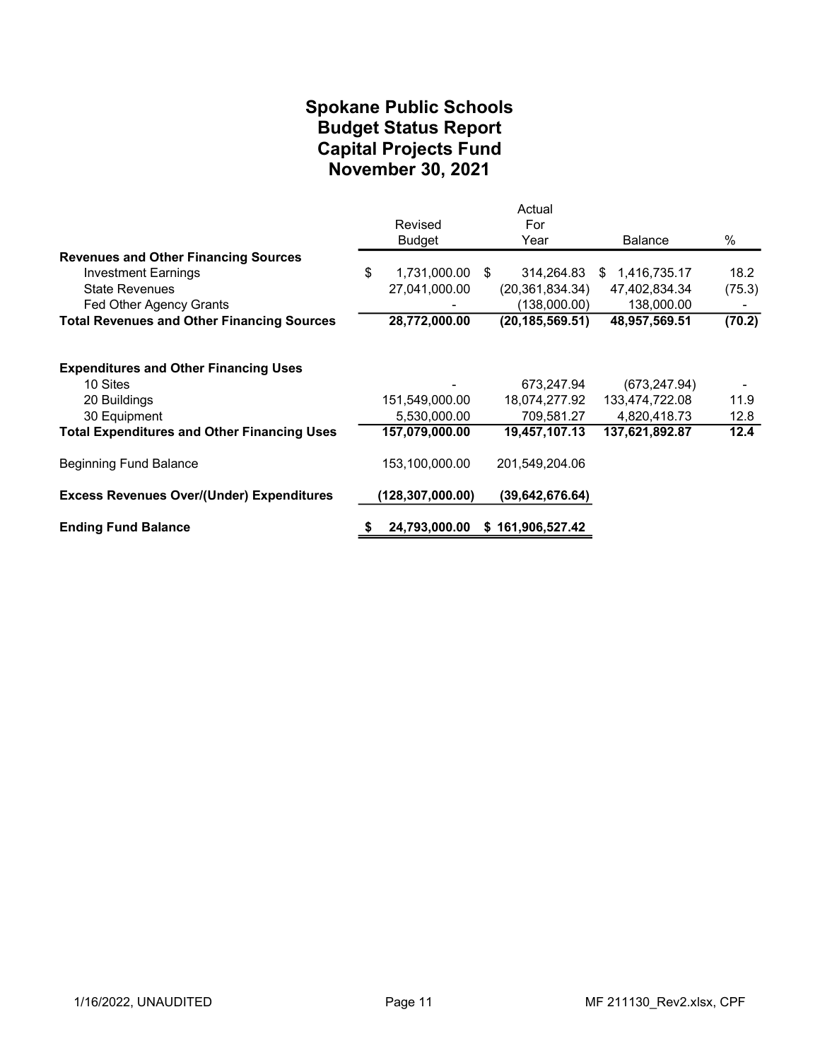# Spokane Public Schools
## Budget Status Report
## Capital Projects Fund
## November 30, 2021

| | Revised Budget | Actual For Year | Balance | % |
|---|---|---|---|---|
| **Revenues and Other Financing Sources** | | | | |
| Investment Earnings | $ 1,731,000.00 | $ 314,264.83 | $ 1,416,735.17 | 18.2 |
| State Revenues | 27,041,000.00 | (20,361,834.34) | 47,402,834.34 | (75.3) |
| Fed Other Agency Grants | - | (138,000.00) | 138,000.00 | - |
| **Total Revenues and Other Financing Sources** | **28,772,000.00** | **(20,185,569.51)** | **48,957,569.51** | **(70.2)** |
| | | | | |
| **Expenditures and Other Financing Uses** | | | | |
| 10 Sites | - | 673,247.94 | (673,247.94) | - |
| 20 Buildings | 151,549,000.00 | 18,074,277.92 | 133,474,722.08 | 11.9 |
| 30 Equipment | 5,530,000.00 | 709,581.27 | 4,820,418.73 | 12.8 |
| **Total Expenditures and Other Financing Uses** | **157,079,000.00** | **19,457,107.13** | **137,621,892.87** | **12.4** |
| | | | | |
| Beginning Fund Balance | 153,100,000.00 | 201,549,204.06 | | |
| | | | | |
| **Excess Revenues Over/(Under) Expenditures** | **(128,307,000.00)** | **(39,642,676.64)** | | |
| | | | | |
| **Ending Fund Balance** | **$ 24,793,000.00** | **$ 161,906,527.42** | | |

1/16/2022, UNAUDITED

MF 211130_Rev2.xlsx, CPF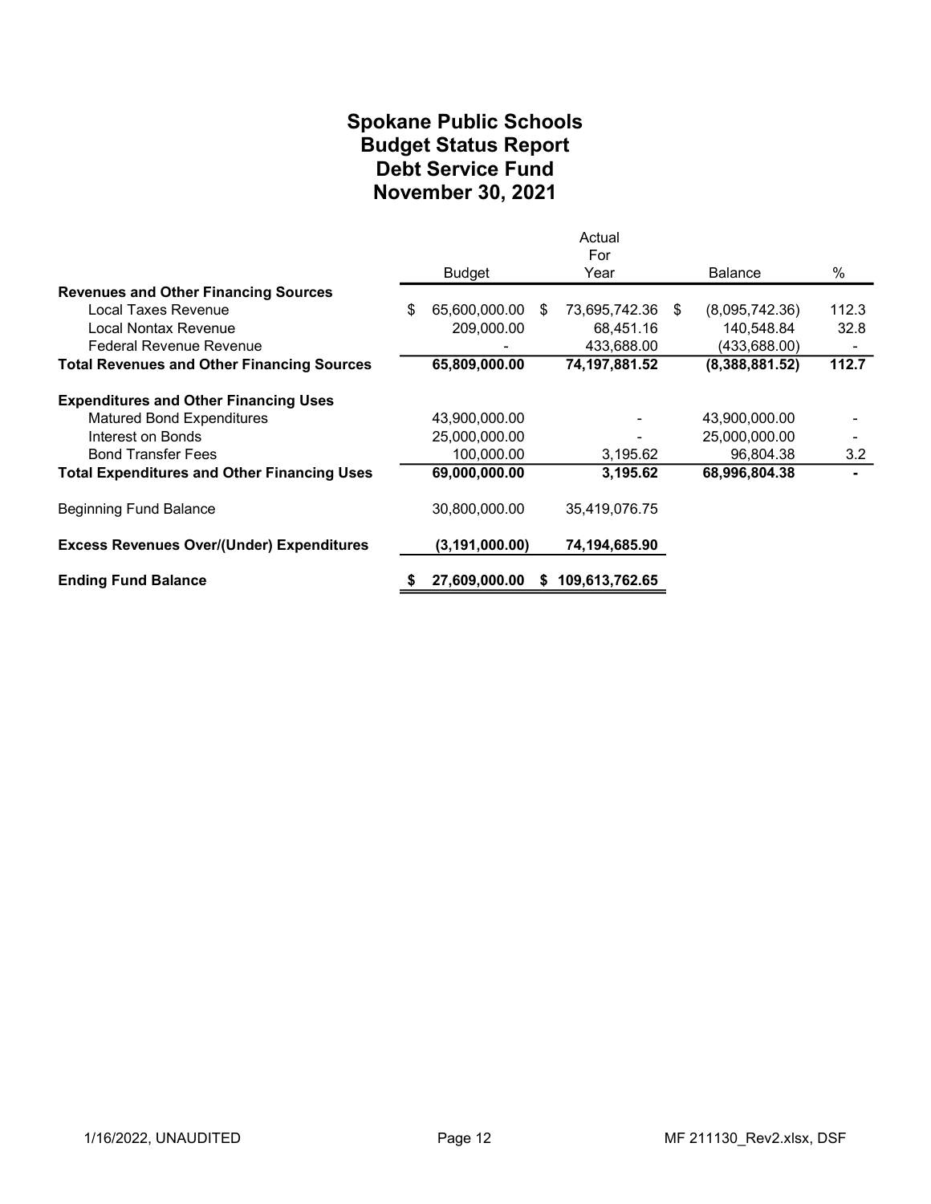# Spokane Public Schools
## Budget Status Report
## Debt Service Fund
## November 30, 2021

| | Budget | Actual For Year | Balance | % |
|---|---|---|---|---|
| **Revenues and Other Financing Sources** | | | | |
| Local Taxes Revenue | $ 65,600,000.00 | $ 73,695,742.36 | $ (8,095,742.36) | 112.3 |
| Local Nontax Revenue | 209,000.00 | 68,451.16 | 140,548.84 | 32.8 |
| Federal Revenue Revenue | - | 433,688.00 | (433,688.00) | - |
| **Total Revenues and Other Financing Sources** | **65,809,000.00** | **74,197,881.52** | **(8,388,881.52)** | **112.7** |
| **Expenditures and Other Financing Uses** | | | | |
| Matured Bond Expenditures | 43,900,000.00 | - | 43,900,000.00 | - |
| Interest on Bonds | 25,000,000.00 | - | 25,000,000.00 | - |
| Bond Transfer Fees | 100,000.00 | 3,195.62 | 96,804.38 | 3.2 |
| **Total Expenditures and Other Financing Uses** | **69,000,000.00** | **3,195.62** | **68,996,804.38** | **-** |
| Beginning Fund Balance | 30,800,000.00 | 35,419,076.75 | | |
| **Excess Revenues Over/(Under) Expenditures** | **(3,191,000.00)** | **74,194,685.90** | | |
| **Ending Fund Balance** | **$ 27,609,000.00** | **$ 109,613,762.65** | | |

1/16/2022, UNAUDITED

MF 211130_Rev2.xlsx, DSF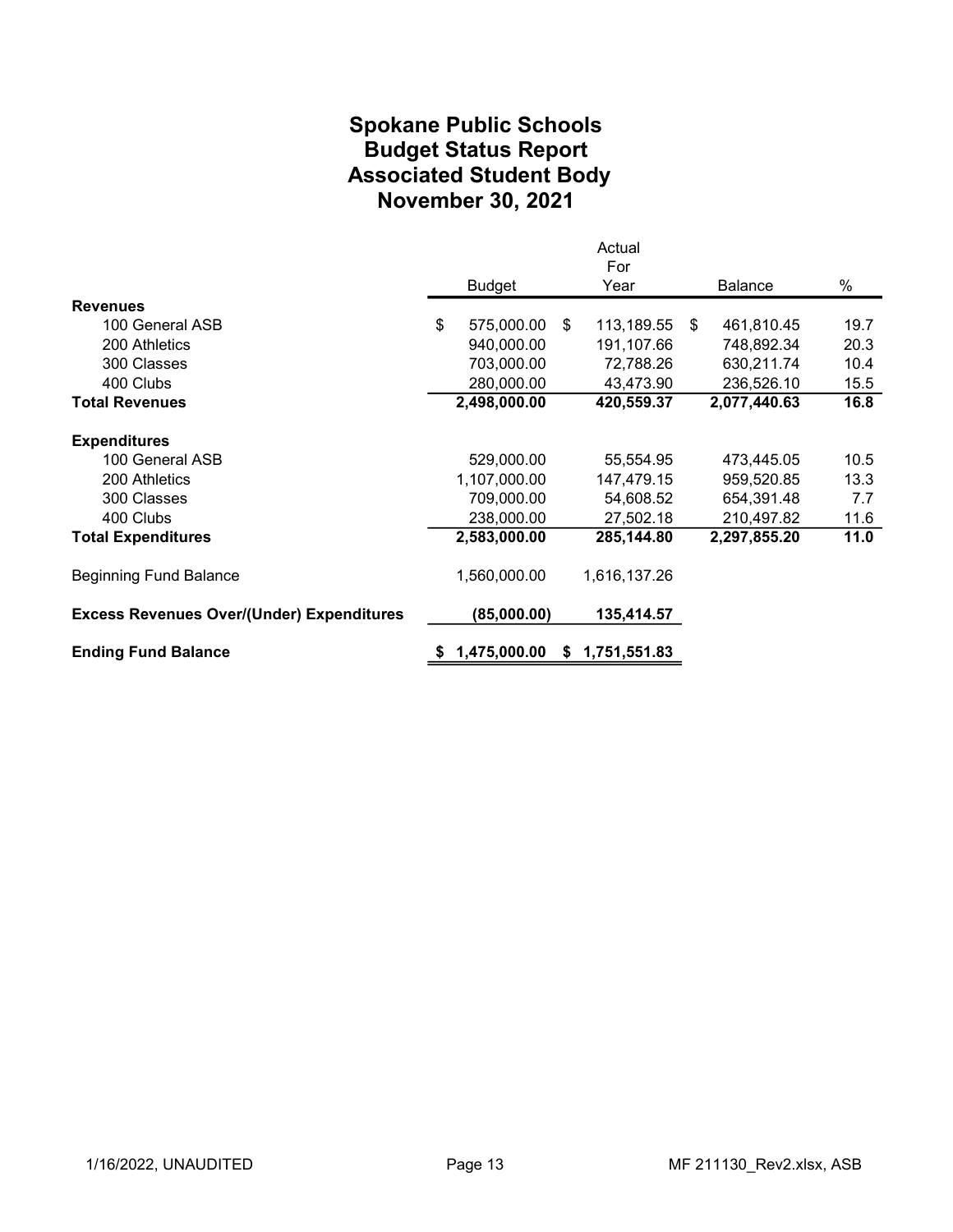# Spokane Public Schools
## Budget Status Report
## Associated Student Body
## November 30, 2021

| | Budget | Actual For Year | Balance | % |
|---|---|---|---|---|
| **Revenues** | | | | |
| 100 General ASB | $ 575,000.00 | $ 113,189.55 | $ 461,810.45 | 19.7 |
| 200 Athletics | 940,000.00 | 191,107.66 | 748,892.34 | 20.3 |
| 300 Classes | 703,000.00 | 72,788.26 | 630,211.74 | 10.4 |
| 400 Clubs | 280,000.00 | 43,473.90 | 236,526.10 | 15.5 |
| **Total Revenues** | **2,498,000.00** | **420,559.37** | **2,077,440.63** | **16.8** |
| **Expenditures** | | | | |
| 100 General ASB | 529,000.00 | 55,554.95 | 473,445.05 | 10.5 |
| 200 Athletics | 1,107,000.00 | 147,479.15 | 959,520.85 | 13.3 |
| 300 Classes | 709,000.00 | 54,608.52 | 654,391.48 | 7.7 |
| 400 Clubs | 238,000.00 | 27,502.18 | 210,497.82 | 11.6 |
| **Total Expenditures** | **2,583,000.00** | **285,144.80** | **2,297,855.20** | **11.0** |
| Beginning Fund Balance | 1,560,000.00 | 1,616,137.26 | | |
| **Excess Revenues Over/(Under) Expenditures** | **(85,000.00)** | **135,414.57** | | |
| **Ending Fund Balance** | **$ 1,475,000.00** | **$ 1,751,551.83** | | |

1/16/2022, UNAUDITED

MF 211130_Rev2.xlsx, ASB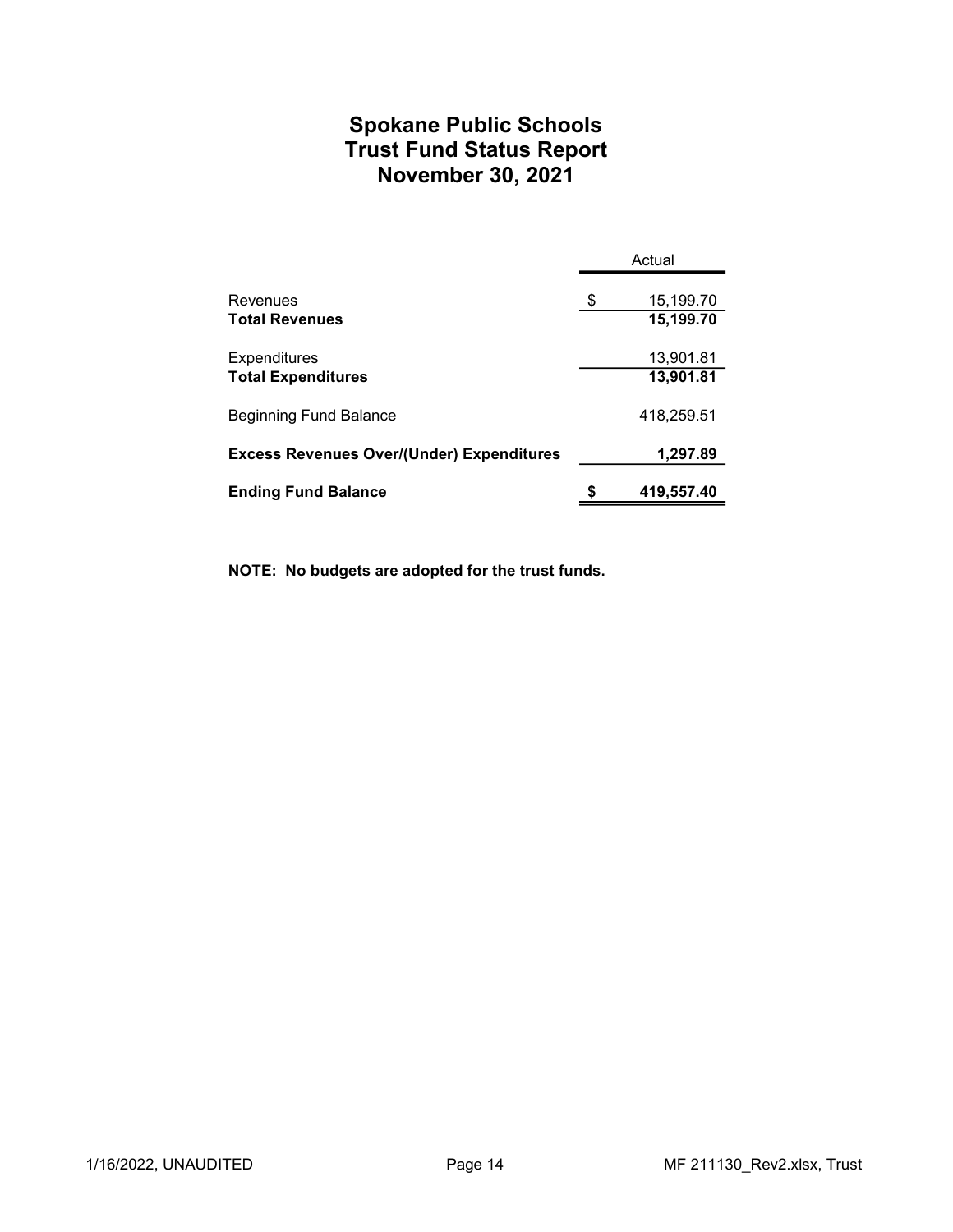# Spokane Public Schools
# Trust Fund Status Report
# November 30, 2021

| | Actual |
|---|---|
| Revenues | $ 15,199.70 |
| **Total Revenues** | **15,199.70** |
| Expenditures | 13,901.81 |
| **Total Expenditures** | **13,901.81** |
| Beginning Fund Balance | 418,259.51 |
| **Excess Revenues Over/(Under) Expenditures** | **1,297.89** |
| **Ending Fund Balance** | **$ 419,557.40** |

**NOTE: No budgets are adopted for the trust funds.**